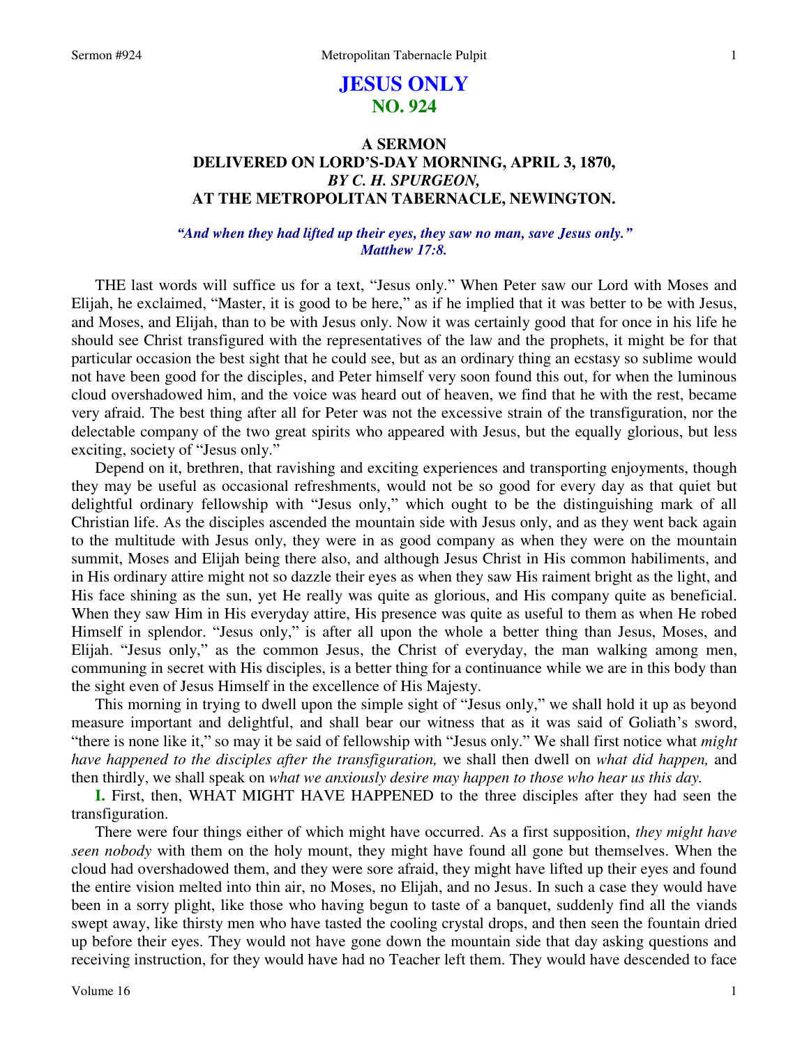# JESUS ONLY
## NO. 924

### A SERMON DELIVERED ON LORD'S-DAY MORNING, APRIL 3, 1870, *BY C. H. SPURGEON,* AT THE METROPOLITAN TABERNACLE, NEWINGTON.

***"And when they had lifted up their eyes, they saw no man, save Jesus only." Matthew 17:8.***

THE last words will suffice us for a text, "Jesus only." When Peter saw our Lord with Moses and Elijah, he exclaimed, "Master, it is good to be here," as if he implied that it was better to be with Jesus, and Moses, and Elijah, than to be with Jesus only. Now it was certainly good that for once in his life he should see Christ transfigured with the representatives of the law and the prophets, it might be for that particular occasion the best sight that he could see, but as an ordinary thing an ecstasy so sublime would not have been good for the disciples, and Peter himself very soon found this out, for when the luminous cloud overshadowed him, and the voice was heard out of heaven, we find that he with the rest, became very afraid. The best thing after all for Peter was not the excessive strain of the transfiguration, nor the delectable company of the two great spirits who appeared with Jesus, but the equally glorious, but less exciting, society of "Jesus only."

Depend on it, brethren, that ravishing and exciting experiences and transporting enjoyments, though they may be useful as occasional refreshments, would not be so good for every day as that quiet but delightful ordinary fellowship with "Jesus only," which ought to be the distinguishing mark of all Christian life. As the disciples ascended the mountain side with Jesus only, and as they went back again to the multitude with Jesus only, they were in as good company as when they were on the mountain summit, Moses and Elijah being there also, and although Jesus Christ in His common habiliments, and in His ordinary attire might not so dazzle their eyes as when they saw His raiment bright as the light, and His face shining as the sun, yet He really was quite as glorious, and His company quite as beneficial. When they saw Him in His everyday attire, His presence was quite as useful to them as when He robed Himself in splendor. "Jesus only," is after all upon the whole a better thing than Jesus, Moses, and Elijah. "Jesus only," as the common Jesus, the Christ of everyday, the man walking among men, communing in secret with His disciples, is a better thing for a continuance while we are in this body than the sight even of Jesus Himself in the excellence of His Majesty.

This morning in trying to dwell upon the simple sight of "Jesus only," we shall hold it up as beyond measure important and delightful, and shall bear our witness that as it was said of Goliath's sword, "there is none like it," so may it be said of fellowship with "Jesus only." We shall first notice what *might have happened to the disciples after the transfiguration,* we shall then dwell on *what did happen,* and then thirdly, we shall speak on *what we anxiously desire may happen to those who hear us this day.*

**I.** First, then, WHAT MIGHT HAVE HAPPENED to the three disciples after they had seen the transfiguration.

There were four things either of which might have occurred. As a first supposition, *they might have seen nobody* with them on the holy mount, they might have found all gone but themselves. When the cloud had overshadowed them, and they were sore afraid, they might have lifted up their eyes and found the entire vision melted into thin air, no Moses, no Elijah, and no Jesus. In such a case they would have been in a sorry plight, like those who having begun to taste of a banquet, suddenly find all the viands swept away, like thirsty men who have tasted the cooling crystal drops, and then seen the fountain dried up before their eyes. They would not have gone down the mountain side that day asking questions and receiving instruction, for they would have had no Teacher left them. They would have descended to face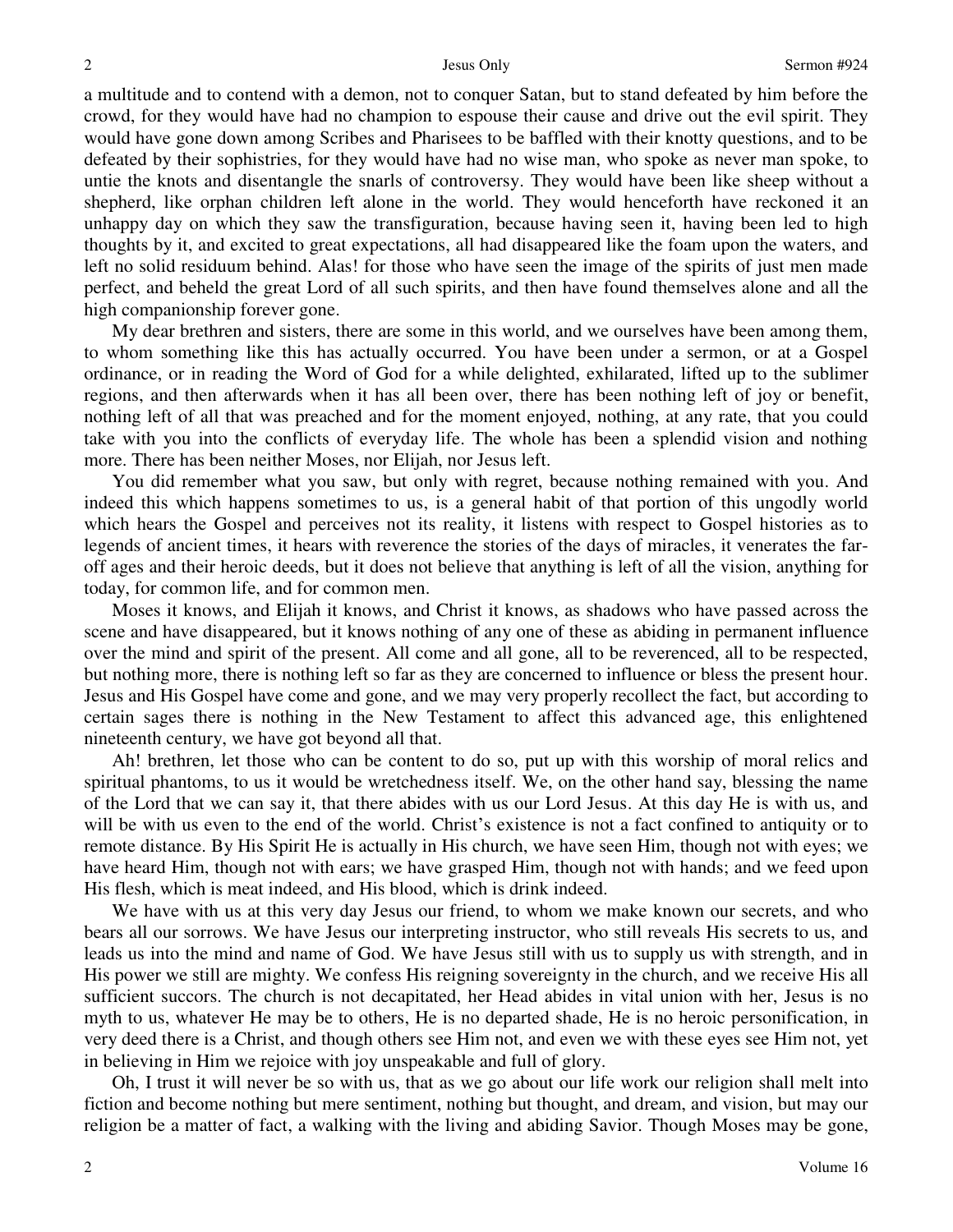a multitude and to contend with a demon, not to conquer Satan, but to stand defeated by him before the crowd, for they would have had no champion to espouse their cause and drive out the evil spirit. They would have gone down among Scribes and Pharisees to be baffled with their knotty questions, and to be defeated by their sophistries, for they would have had no wise man, who spoke as never man spoke, to untie the knots and disentangle the snarls of controversy. They would have been like sheep without a shepherd, like orphan children left alone in the world. They would henceforth have reckoned it an unhappy day on which they saw the transfiguration, because having seen it, having been led to high thoughts by it, and excited to great expectations, all had disappeared like the foam upon the waters, and left no solid residuum behind. Alas! for those who have seen the image of the spirits of just men made perfect, and beheld the great Lord of all such spirits, and then have found themselves alone and all the high companionship forever gone.

My dear brethren and sisters, there are some in this world, and we ourselves have been among them, to whom something like this has actually occurred. You have been under a sermon, or at a Gospel ordinance, or in reading the Word of God for a while delighted, exhilarated, lifted up to the sublimer regions, and then afterwards when it has all been over, there has been nothing left of joy or benefit, nothing left of all that was preached and for the moment enjoyed, nothing, at any rate, that you could take with you into the conflicts of everyday life. The whole has been a splendid vision and nothing more. There has been neither Moses, nor Elijah, nor Jesus left.

You did remember what you saw, but only with regret, because nothing remained with you. And indeed this which happens sometimes to us, is a general habit of that portion of this ungodly world which hears the Gospel and perceives not its reality, it listens with respect to Gospel histories as to legends of ancient times, it hears with reverence the stories of the days of miracles, it venerates the far-off ages and their heroic deeds, but it does not believe that anything is left of all the vision, anything for today, for common life, and for common men.

Moses it knows, and Elijah it knows, and Christ it knows, as shadows who have passed across the scene and have disappeared, but it knows nothing of any one of these as abiding in permanent influence over the mind and spirit of the present. All come and all gone, all to be reverenced, all to be respected, but nothing more, there is nothing left so far as they are concerned to influence or bless the present hour. Jesus and His Gospel have come and gone, and we may very properly recollect the fact, but according to certain sages there is nothing in the New Testament to affect this advanced age, this enlightened nineteenth century, we have got beyond all that.

Ah! brethren, let those who can be content to do so, put up with this worship of moral relics and spiritual phantoms, to us it would be wretchedness itself. We, on the other hand say, blessing the name of the Lord that we can say it, that there abides with us our Lord Jesus. At this day He is with us, and will be with us even to the end of the world. Christ's existence is not a fact confined to antiquity or to remote distance. By His Spirit He is actually in His church, we have seen Him, though not with eyes; we have heard Him, though not with ears; we have grasped Him, though not with hands; and we feed upon His flesh, which is meat indeed, and His blood, which is drink indeed.

We have with us at this very day Jesus our friend, to whom we make known our secrets, and who bears all our sorrows. We have Jesus our interpreting instructor, who still reveals His secrets to us, and leads us into the mind and name of God. We have Jesus still with us to supply us with strength, and in His power we still are mighty. We confess His reigning sovereignty in the church, and we receive His all sufficient succors. The church is not decapitated, her Head abides in vital union with her, Jesus is no myth to us, whatever He may be to others, He is no departed shade, He is no heroic personification, in very deed there is a Christ, and though others see Him not, and even we with these eyes see Him not, yet in believing in Him we rejoice with joy unspeakable and full of glory.

Oh, I trust it will never be so with us, that as we go about our life work our religion shall melt into fiction and become nothing but mere sentiment, nothing but thought, and dream, and vision, but may our religion be a matter of fact, a walking with the living and abiding Savior. Though Moses may be gone,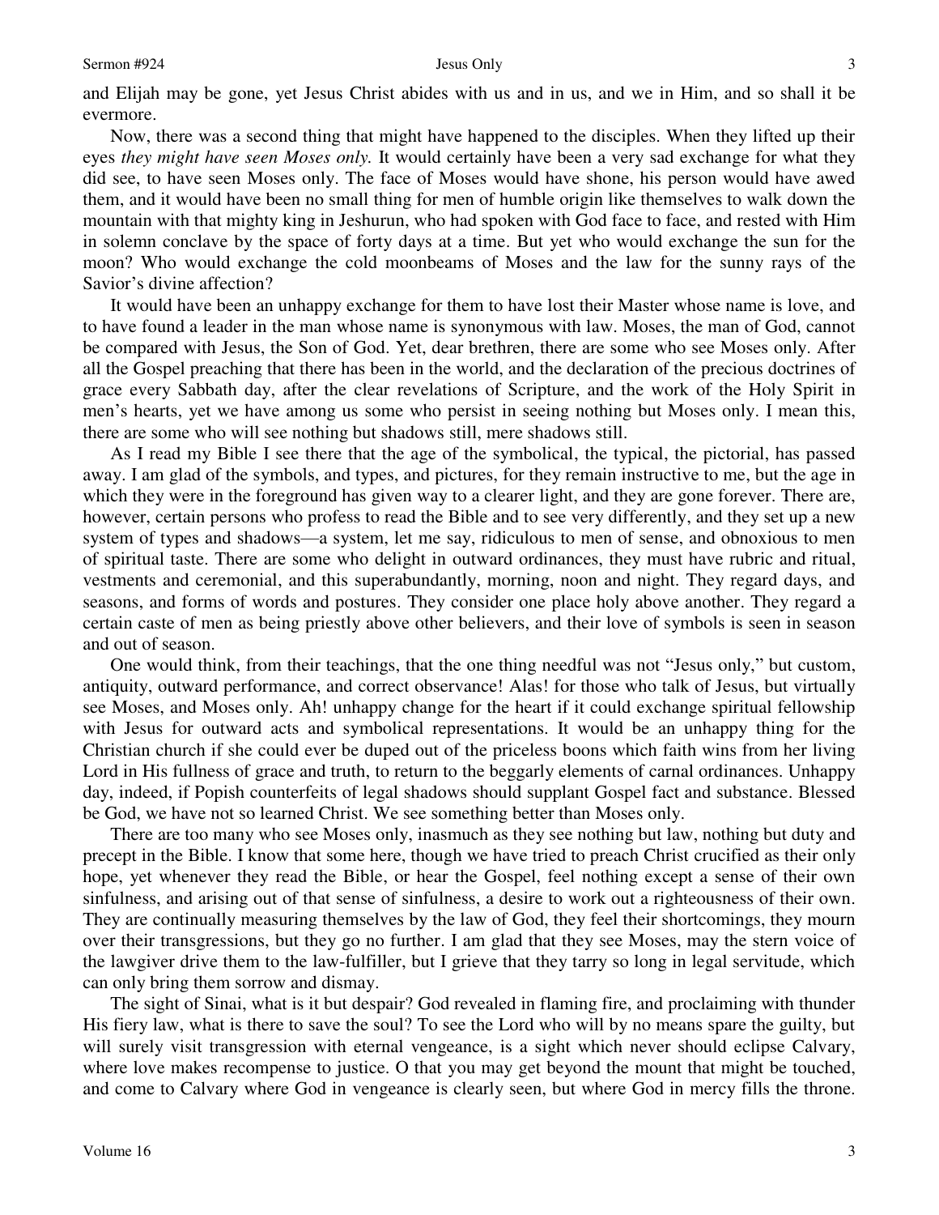and Elijah may be gone, yet Jesus Christ abides with us and in us, and we in Him, and so shall it be evermore.

Now, there was a second thing that might have happened to the disciples. When they lifted up their eyes *they might have seen Moses only.* It would certainly have been a very sad exchange for what they did see, to have seen Moses only. The face of Moses would have shone, his person would have awed them, and it would have been no small thing for men of humble origin like themselves to walk down the mountain with that mighty king in Jeshurun, who had spoken with God face to face, and rested with Him in solemn conclave by the space of forty days at a time. But yet who would exchange the sun for the moon? Who would exchange the cold moonbeams of Moses and the law for the sunny rays of the Savior's divine affection?

It would have been an unhappy exchange for them to have lost their Master whose name is love, and to have found a leader in the man whose name is synonymous with law. Moses, the man of God, cannot be compared with Jesus, the Son of God. Yet, dear brethren, there are some who see Moses only. After all the Gospel preaching that there has been in the world, and the declaration of the precious doctrines of grace every Sabbath day, after the clear revelations of Scripture, and the work of the Holy Spirit in men's hearts, yet we have among us some who persist in seeing nothing but Moses only. I mean this, there are some who will see nothing but shadows still, mere shadows still.

As I read my Bible I see there that the age of the symbolical, the typical, the pictorial, has passed away. I am glad of the symbols, and types, and pictures, for they remain instructive to me, but the age in which they were in the foreground has given way to a clearer light, and they are gone forever. There are, however, certain persons who profess to read the Bible and to see very differently, and they set up a new system of types and shadows—a system, let me say, ridiculous to men of sense, and obnoxious to men of spiritual taste. There are some who delight in outward ordinances, they must have rubric and ritual, vestments and ceremonial, and this superabundantly, morning, noon and night. They regard days, and seasons, and forms of words and postures. They consider one place holy above another. They regard a certain caste of men as being priestly above other believers, and their love of symbols is seen in season and out of season.

One would think, from their teachings, that the one thing needful was not "Jesus only," but custom, antiquity, outward performance, and correct observance! Alas! for those who talk of Jesus, but virtually see Moses, and Moses only. Ah! unhappy change for the heart if it could exchange spiritual fellowship with Jesus for outward acts and symbolical representations. It would be an unhappy thing for the Christian church if she could ever be duped out of the priceless boons which faith wins from her living Lord in His fullness of grace and truth, to return to the beggarly elements of carnal ordinances. Unhappy day, indeed, if Popish counterfeits of legal shadows should supplant Gospel fact and substance. Blessed be God, we have not so learned Christ. We see something better than Moses only.

There are too many who see Moses only, inasmuch as they see nothing but law, nothing but duty and precept in the Bible. I know that some here, though we have tried to preach Christ crucified as their only hope, yet whenever they read the Bible, or hear the Gospel, feel nothing except a sense of their own sinfulness, and arising out of that sense of sinfulness, a desire to work out a righteousness of their own. They are continually measuring themselves by the law of God, they feel their shortcomings, they mourn over their transgressions, but they go no further. I am glad that they see Moses, may the stern voice of the lawgiver drive them to the law-fulfiller, but I grieve that they tarry so long in legal servitude, which can only bring them sorrow and dismay.

The sight of Sinai, what is it but despair? God revealed in flaming fire, and proclaiming with thunder His fiery law, what is there to save the soul? To see the Lord who will by no means spare the guilty, but will surely visit transgression with eternal vengeance, is a sight which never should eclipse Calvary, where love makes recompense to justice. O that you may get beyond the mount that might be touched, and come to Calvary where God in vengeance is clearly seen, but where God in mercy fills the throne.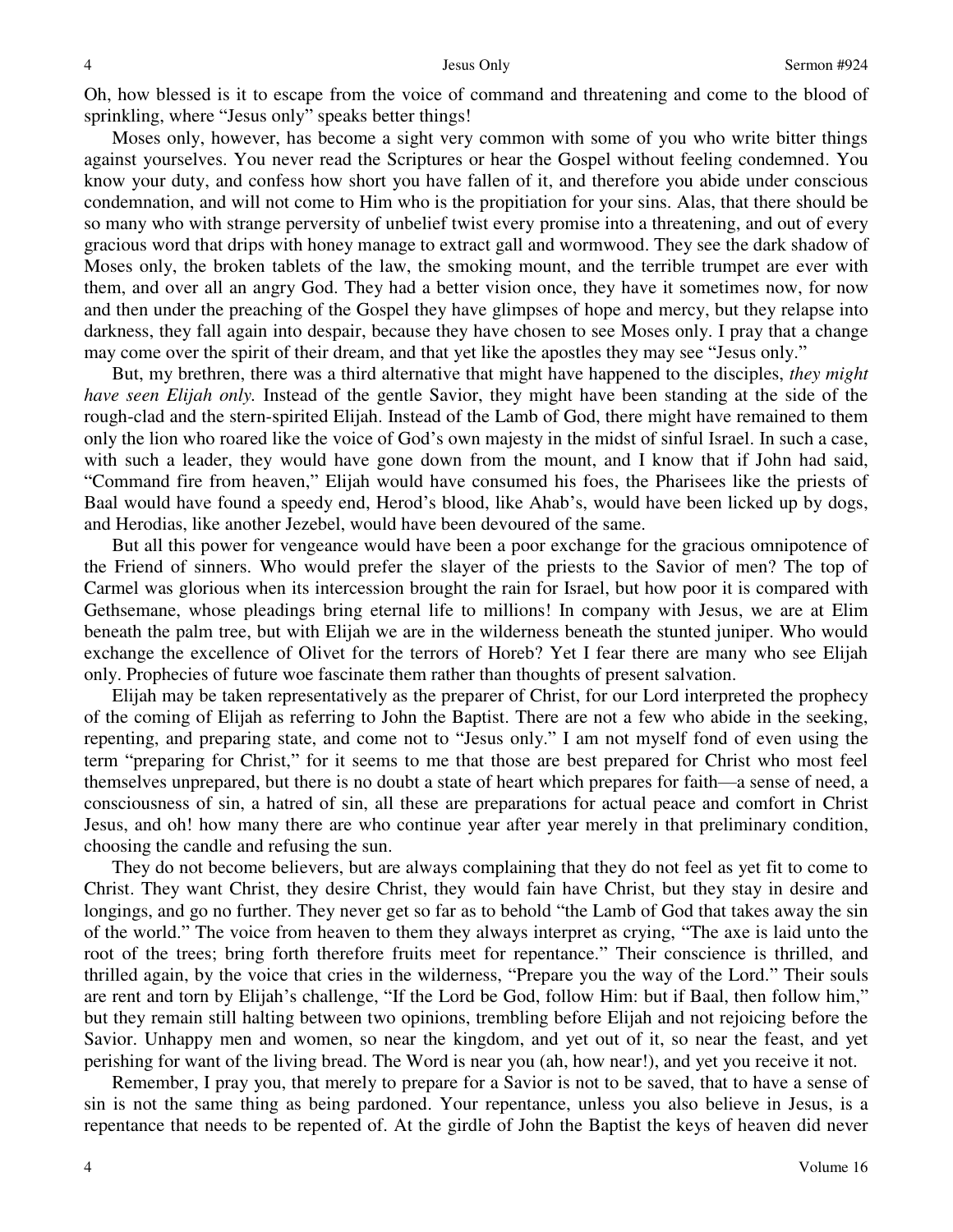Oh, how blessed is it to escape from the voice of command and threatening and come to the blood of sprinkling, where "Jesus only" speaks better things!

Moses only, however, has become a sight very common with some of you who write bitter things against yourselves. You never read the Scriptures or hear the Gospel without feeling condemned. You know your duty, and confess how short you have fallen of it, and therefore you abide under conscious condemnation, and will not come to Him who is the propitiation for your sins. Alas, that there should be so many who with strange perversity of unbelief twist every promise into a threatening, and out of every gracious word that drips with honey manage to extract gall and wormwood. They see the dark shadow of Moses only, the broken tablets of the law, the smoking mount, and the terrible trumpet are ever with them, and over all an angry God. They had a better vision once, they have it sometimes now, for now and then under the preaching of the Gospel they have glimpses of hope and mercy, but they relapse into darkness, they fall again into despair, because they have chosen to see Moses only. I pray that a change may come over the spirit of their dream, and that yet like the apostles they may see "Jesus only."

But, my brethren, there was a third alternative that might have happened to the disciples, *they might have seen Elijah only.* Instead of the gentle Savior, they might have been standing at the side of the rough-clad and the stern-spirited Elijah. Instead of the Lamb of God, there might have remained to them only the lion who roared like the voice of God's own majesty in the midst of sinful Israel. In such a case, with such a leader, they would have gone down from the mount, and I know that if John had said, "Command fire from heaven," Elijah would have consumed his foes, the Pharisees like the priests of Baal would have found a speedy end, Herod's blood, like Ahab's, would have been licked up by dogs, and Herodias, like another Jezebel, would have been devoured of the same.

But all this power for vengeance would have been a poor exchange for the gracious omnipotence of the Friend of sinners. Who would prefer the slayer of the priests to the Savior of men? The top of Carmel was glorious when its intercession brought the rain for Israel, but how poor it is compared with Gethsemane, whose pleadings bring eternal life to millions! In company with Jesus, we are at Elim beneath the palm tree, but with Elijah we are in the wilderness beneath the stunted juniper. Who would exchange the excellence of Olivet for the terrors of Horeb? Yet I fear there are many who see Elijah only. Prophecies of future woe fascinate them rather than thoughts of present salvation.

Elijah may be taken representatively as the preparer of Christ, for our Lord interpreted the prophecy of the coming of Elijah as referring to John the Baptist. There are not a few who abide in the seeking, repenting, and preparing state, and come not to "Jesus only." I am not myself fond of even using the term "preparing for Christ," for it seems to me that those are best prepared for Christ who most feel themselves unprepared, but there is no doubt a state of heart which prepares for faith—a sense of need, a consciousness of sin, a hatred of sin, all these are preparations for actual peace and comfort in Christ Jesus, and oh! how many there are who continue year after year merely in that preliminary condition, choosing the candle and refusing the sun.

They do not become believers, but are always complaining that they do not feel as yet fit to come to Christ. They want Christ, they desire Christ, they would fain have Christ, but they stay in desire and longings, and go no further. They never get so far as to behold "the Lamb of God that takes away the sin of the world." The voice from heaven to them they always interpret as crying, "The axe is laid unto the root of the trees; bring forth therefore fruits meet for repentance." Their conscience is thrilled, and thrilled again, by the voice that cries in the wilderness, "Prepare you the way of the Lord." Their souls are rent and torn by Elijah's challenge, "If the Lord be God, follow Him: but if Baal, then follow him," but they remain still halting between two opinions, trembling before Elijah and not rejoicing before the Savior. Unhappy men and women, so near the kingdom, and yet out of it, so near the feast, and yet perishing for want of the living bread. The Word is near you (ah, how near!), and yet you receive it not.

Remember, I pray you, that merely to prepare for a Savior is not to be saved, that to have a sense of sin is not the same thing as being pardoned. Your repentance, unless you also believe in Jesus, is a repentance that needs to be repented of. At the girdle of John the Baptist the keys of heaven did never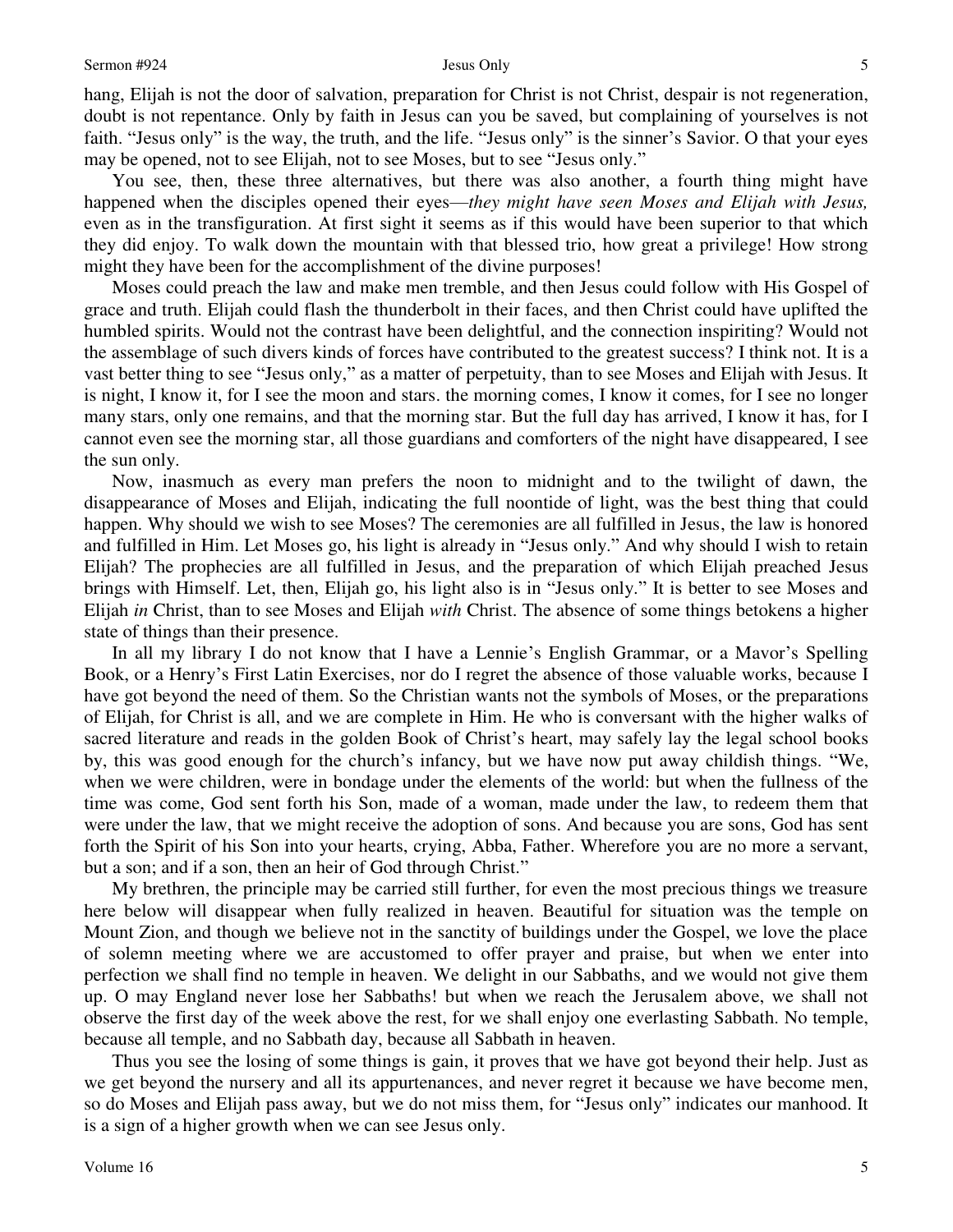hang, Elijah is not the door of salvation, preparation for Christ is not Christ, despair is not regeneration, doubt is not repentance. Only by faith in Jesus can you be saved, but complaining of yourselves is not faith. "Jesus only" is the way, the truth, and the life. "Jesus only" is the sinner's Savior. O that your eyes may be opened, not to see Elijah, not to see Moses, but to see "Jesus only."

You see, then, these three alternatives, but there was also another, a fourth thing might have happened when the disciples opened their eyes—*they might have seen Moses and Elijah with Jesus,* even as in the transfiguration. At first sight it seems as if this would have been superior to that which they did enjoy. To walk down the mountain with that blessed trio, how great a privilege! How strong might they have been for the accomplishment of the divine purposes!

Moses could preach the law and make men tremble, and then Jesus could follow with His Gospel of grace and truth. Elijah could flash the thunderbolt in their faces, and then Christ could have uplifted the humbled spirits. Would not the contrast have been delightful, and the connection inspiriting? Would not the assemblage of such divers kinds of forces have contributed to the greatest success? I think not. It is a vast better thing to see "Jesus only," as a matter of perpetuity, than to see Moses and Elijah with Jesus. It is night, I know it, for I see the moon and stars. the morning comes, I know it comes, for I see no longer many stars, only one remains, and that the morning star. But the full day has arrived, I know it has, for I cannot even see the morning star, all those guardians and comforters of the night have disappeared, I see the sun only.

Now, inasmuch as every man prefers the noon to midnight and to the twilight of dawn, the disappearance of Moses and Elijah, indicating the full noontide of light, was the best thing that could happen. Why should we wish to see Moses? The ceremonies are all fulfilled in Jesus, the law is honored and fulfilled in Him. Let Moses go, his light is already in "Jesus only." And why should I wish to retain Elijah? The prophecies are all fulfilled in Jesus, and the preparation of which Elijah preached Jesus brings with Himself. Let, then, Elijah go, his light also is in "Jesus only." It is better to see Moses and Elijah *in* Christ, than to see Moses and Elijah *with* Christ. The absence of some things betokens a higher state of things than their presence.

In all my library I do not know that I have a Lennie's English Grammar, or a Mavor's Spelling Book, or a Henry's First Latin Exercises, nor do I regret the absence of those valuable works, because I have got beyond the need of them. So the Christian wants not the symbols of Moses, or the preparations of Elijah, for Christ is all, and we are complete in Him. He who is conversant with the higher walks of sacred literature and reads in the golden Book of Christ's heart, may safely lay the legal school books by, this was good enough for the church's infancy, but we have now put away childish things. "We, when we were children, were in bondage under the elements of the world: but when the fullness of the time was come, God sent forth his Son, made of a woman, made under the law, to redeem them that were under the law, that we might receive the adoption of sons. And because you are sons, God has sent forth the Spirit of his Son into your hearts, crying, Abba, Father. Wherefore you are no more a servant, but a son; and if a son, then an heir of God through Christ."

My brethren, the principle may be carried still further, for even the most precious things we treasure here below will disappear when fully realized in heaven. Beautiful for situation was the temple on Mount Zion, and though we believe not in the sanctity of buildings under the Gospel, we love the place of solemn meeting where we are accustomed to offer prayer and praise, but when we enter into perfection we shall find no temple in heaven. We delight in our Sabbaths, and we would not give them up. O may England never lose her Sabbaths! but when we reach the Jerusalem above, we shall not observe the first day of the week above the rest, for we shall enjoy one everlasting Sabbath. No temple, because all temple, and no Sabbath day, because all Sabbath in heaven.

Thus you see the losing of some things is gain, it proves that we have got beyond their help. Just as we get beyond the nursery and all its appurtenances, and never regret it because we have become men, so do Moses and Elijah pass away, but we do not miss them, for "Jesus only" indicates our manhood. It is a sign of a higher growth when we can see Jesus only.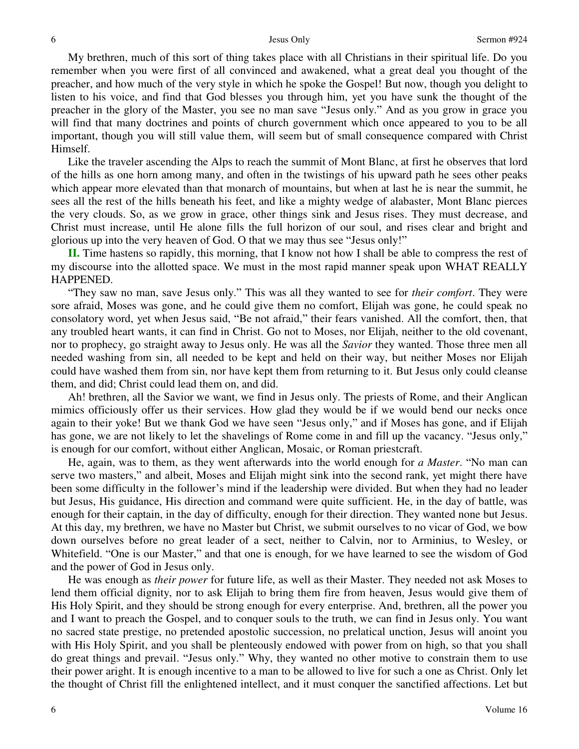My brethren, much of this sort of thing takes place with all Christians in their spiritual life. Do you remember when you were first of all convinced and awakened, what a great deal you thought of the preacher, and how much of the very style in which he spoke the Gospel! But now, though you delight to listen to his voice, and find that God blesses you through him, yet you have sunk the thought of the preacher in the glory of the Master, you see no man save "Jesus only." And as you grow in grace you will find that many doctrines and points of church government which once appeared to you to be all important, though you will still value them, will seem but of small consequence compared with Christ Himself.

Like the traveler ascending the Alps to reach the summit of Mont Blanc, at first he observes that lord of the hills as one horn among many, and often in the twistings of his upward path he sees other peaks which appear more elevated than that monarch of mountains, but when at last he is near the summit, he sees all the rest of the hills beneath his feet, and like a mighty wedge of alabaster, Mont Blanc pierces the very clouds. So, as we grow in grace, other things sink and Jesus rises. They must decrease, and Christ must increase, until He alone fills the full horizon of our soul, and rises clear and bright and glorious up into the very heaven of God. O that we may thus see "Jesus only!"

**II.** Time hastens so rapidly, this morning, that I know not how I shall be able to compress the rest of my discourse into the allotted space. We must in the most rapid manner speak upon WHAT REALLY HAPPENED.

"They saw no man, save Jesus only." This was all they wanted to see for *their comfort*. They were sore afraid, Moses was gone, and he could give them no comfort, Elijah was gone, he could speak no consolatory word, yet when Jesus said, "Be not afraid," their fears vanished. All the comfort, then, that any troubled heart wants, it can find in Christ. Go not to Moses, nor Elijah, neither to the old covenant, nor to prophecy, go straight away to Jesus only. He was all the *Savior* they wanted. Those three men all needed washing from sin, all needed to be kept and held on their way, but neither Moses nor Elijah could have washed them from sin, nor have kept them from returning to it. But Jesus only could cleanse them, and did; Christ could lead them on, and did.

Ah! brethren, all the Savior we want, we find in Jesus only. The priests of Rome, and their Anglican mimics officiously offer us their services. How glad they would be if we would bend our necks once again to their yoke! But we thank God we have seen "Jesus only," and if Moses has gone, and if Elijah has gone, we are not likely to let the shavelings of Rome come in and fill up the vacancy. "Jesus only," is enough for our comfort, without either Anglican, Mosaic, or Roman priestcraft.

He, again, was to them, as they went afterwards into the world enough for *a Master*. "No man can serve two masters," and albeit, Moses and Elijah might sink into the second rank, yet might there have been some difficulty in the follower's mind if the leadership were divided. But when they had no leader but Jesus, His guidance, His direction and command were quite sufficient. He, in the day of battle, was enough for their captain, in the day of difficulty, enough for their direction. They wanted none but Jesus. At this day, my brethren, we have no Master but Christ, we submit ourselves to no vicar of God, we bow down ourselves before no great leader of a sect, neither to Calvin, nor to Arminius, to Wesley, or Whitefield. "One is our Master," and that one is enough, for we have learned to see the wisdom of God and the power of God in Jesus only.

He was enough as *their power* for future life, as well as their Master. They needed not ask Moses to lend them official dignity, nor to ask Elijah to bring them fire from heaven, Jesus would give them of His Holy Spirit, and they should be strong enough for every enterprise. And, brethren, all the power you and I want to preach the Gospel, and to conquer souls to the truth, we can find in Jesus only. You want no sacred state prestige, no pretended apostolic succession, no prelatical unction, Jesus will anoint you with His Holy Spirit, and you shall be plenteously endowed with power from on high, so that you shall do great things and prevail. "Jesus only." Why, they wanted no other motive to constrain them to use their power aright. It is enough incentive to a man to be allowed to live for such a one as Christ. Only let the thought of Christ fill the enlightened intellect, and it must conquer the sanctified affections. Let but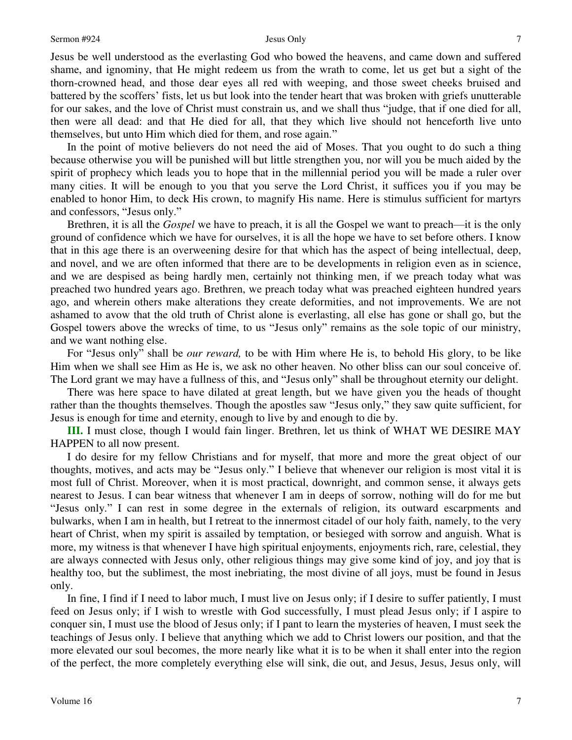Jesus be well understood as the everlasting God who bowed the heavens, and came down and suffered shame, and ignominy, that He might redeem us from the wrath to come, let us get but a sight of the thorn-crowned head, and those dear eyes all red with weeping, and those sweet cheeks bruised and battered by the scoffers' fists, let us but look into the tender heart that was broken with griefs unutterable for our sakes, and the love of Christ must constrain us, and we shall thus "judge, that if one died for all, then were all dead: and that He died for all, that they which live should not henceforth live unto themselves, but unto Him which died for them, and rose again."

In the point of motive believers do not need the aid of Moses. That you ought to do such a thing because otherwise you will be punished will but little strengthen you, nor will you be much aided by the spirit of prophecy which leads you to hope that in the millennial period you will be made a ruler over many cities. It will be enough to you that you serve the Lord Christ, it suffices you if you may be enabled to honor Him, to deck His crown, to magnify His name. Here is stimulus sufficient for martyrs and confessors, "Jesus only."

Brethren, it is all the *Gospel* we have to preach, it is all the Gospel we want to preach—it is the only ground of confidence which we have for ourselves, it is all the hope we have to set before others. I know that in this age there is an overweening desire for that which has the aspect of being intellectual, deep, and novel, and we are often informed that there are to be developments in religion even as in science, and we are despised as being hardly men, certainly not thinking men, if we preach today what was preached two hundred years ago. Brethren, we preach today what was preached eighteen hundred years ago, and wherein others make alterations they create deformities, and not improvements. We are not ashamed to avow that the old truth of Christ alone is everlasting, all else has gone or shall go, but the Gospel towers above the wrecks of time, to us "Jesus only" remains as the sole topic of our ministry, and we want nothing else.

For "Jesus only" shall be *our reward,* to be with Him where He is, to behold His glory, to be like Him when we shall see Him as He is, we ask no other heaven. No other bliss can our soul conceive of. The Lord grant we may have a fullness of this, and "Jesus only" shall be throughout eternity our delight.

There was here space to have dilated at great length, but we have given you the heads of thought rather than the thoughts themselves. Though the apostles saw "Jesus only," they saw quite sufficient, for Jesus is enough for time and eternity, enough to live by and enough to die by.

**III.** I must close, though I would fain linger. Brethren, let us think of WHAT WE DESIRE MAY HAPPEN to all now present.

I do desire for my fellow Christians and for myself, that more and more the great object of our thoughts, motives, and acts may be "Jesus only." I believe that whenever our religion is most vital it is most full of Christ. Moreover, when it is most practical, downright, and common sense, it always gets nearest to Jesus. I can bear witness that whenever I am in deeps of sorrow, nothing will do for me but "Jesus only." I can rest in some degree in the externals of religion, its outward escarpments and bulwarks, when I am in health, but I retreat to the innermost citadel of our holy faith, namely, to the very heart of Christ, when my spirit is assailed by temptation, or besieged with sorrow and anguish. What is more, my witness is that whenever I have high spiritual enjoyments, enjoyments rich, rare, celestial, they are always connected with Jesus only, other religious things may give some kind of joy, and joy that is healthy too, but the sublimest, the most inebriating, the most divine of all joys, must be found in Jesus only.

In fine, I find if I need to labor much, I must live on Jesus only; if I desire to suffer patiently, I must feed on Jesus only; if I wish to wrestle with God successfully, I must plead Jesus only; if I aspire to conquer sin, I must use the blood of Jesus only; if I pant to learn the mysteries of heaven, I must seek the teachings of Jesus only. I believe that anything which we add to Christ lowers our position, and that the more elevated our soul becomes, the more nearly like what it is to be when it shall enter into the region of the perfect, the more completely everything else will sink, die out, and Jesus, Jesus, Jesus only, will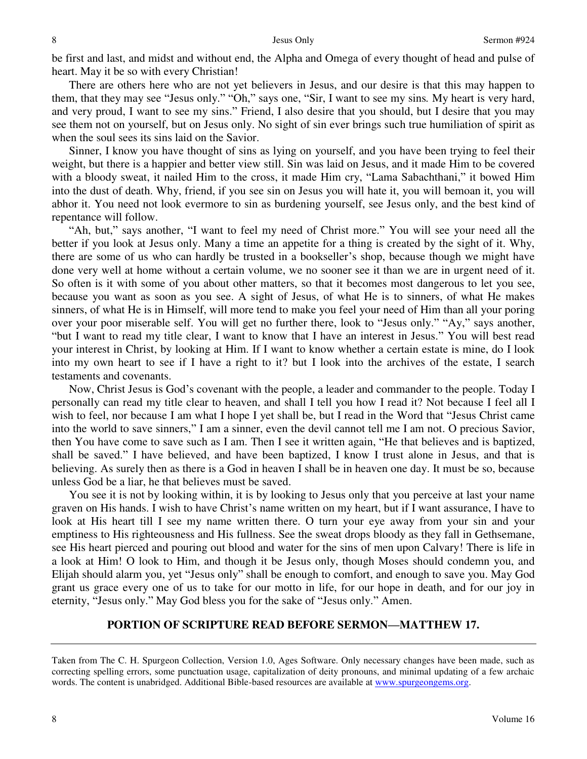be first and last, and midst and without end, the Alpha and Omega of every thought of head and pulse of heart. May it be so with every Christian!

There are others here who are not yet believers in Jesus, and our desire is that this may happen to them, that they may see "Jesus only." "Oh," says one, "Sir, I want to see my sins. My heart is very hard, and very proud, I want to see my sins." Friend, I also desire that you should, but I desire that you may see them not on yourself, but on Jesus only. No sight of sin ever brings such true humiliation of spirit as when the soul sees its sins laid on the Savior.

Sinner, I know you have thought of sins as lying on yourself, and you have been trying to feel their weight, but there is a happier and better view still. Sin was laid on Jesus, and it made Him to be covered with a bloody sweat, it nailed Him to the cross, it made Him cry, "Lama Sabachthani," it bowed Him into the dust of death. Why, friend, if you see sin on Jesus you will hate it, you will bemoan it, you will abhor it. You need not look evermore to sin as burdening yourself, see Jesus only, and the best kind of repentance will follow.

"Ah, but," says another, "I want to feel my need of Christ more." You will see your need all the better if you look at Jesus only. Many a time an appetite for a thing is created by the sight of it. Why, there are some of us who can hardly be trusted in a bookseller's shop, because though we might have done very well at home without a certain volume, we no sooner see it than we are in urgent need of it. So often is it with some of you about other matters, so that it becomes most dangerous to let you see, because you want as soon as you see. A sight of Jesus, of what He is to sinners, of what He makes sinners, of what He is in Himself, will more tend to make you feel your need of Him than all your poring over your poor miserable self. You will get no further there, look to "Jesus only." "Ay," says another, "but I want to read my title clear, I want to know that I have an interest in Jesus." You will best read your interest in Christ, by looking at Him. If I want to know whether a certain estate is mine, do I look into my own heart to see if I have a right to it? but I look into the archives of the estate, I search testaments and covenants.

Now, Christ Jesus is God's covenant with the people, a leader and commander to the people. Today I personally can read my title clear to heaven, and shall I tell you how I read it? Not because I feel all I wish to feel, nor because I am what I hope I yet shall be, but I read in the Word that "Jesus Christ came into the world to save sinners," I am a sinner, even the devil cannot tell me I am not. O precious Savior, then You have come to save such as I am. Then I see it written again, "He that believes and is baptized, shall be saved." I have believed, and have been baptized, I know I trust alone in Jesus, and that is believing. As surely then as there is a God in heaven I shall be in heaven one day. It must be so, because unless God be a liar, he that believes must be saved.

You see it is not by looking within, it is by looking to Jesus only that you perceive at last your name graven on His hands. I wish to have Christ's name written on my heart, but if I want assurance, I have to look at His heart till I see my name written there. O turn your eye away from your sin and your emptiness to His righteousness and His fullness. See the sweat drops bloody as they fall in Gethsemane, see His heart pierced and pouring out blood and water for the sins of men upon Calvary! There is life in a look at Him! O look to Him, and though it be Jesus only, though Moses should condemn you, and Elijah should alarm you, yet "Jesus only" shall be enough to comfort, and enough to save you. May God grant us grace every one of us to take for our motto in life, for our hope in death, and for our joy in eternity, "Jesus only." May God bless you for the sake of "Jesus only." Amen.

## PORTION OF SCRIPTURE READ BEFORE SERMON—MATTHEW 17.

---

Taken from The C. H. Spurgeon Collection, Version 1.0, Ages Software. Only necessary changes have been made, such as correcting spelling errors, some punctuation usage, capitalization of deity pronouns, and minimal updating of a few archaic words. The content is unabridged. Additional Bible-based resources are available at www.spurgeongems.org.